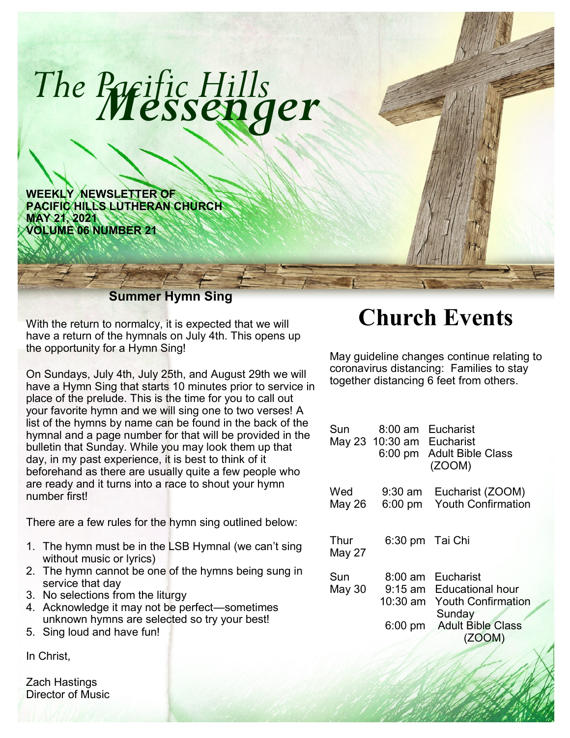# *The Pacific Hills Messenger*

**WEEKLY NEWSLETTER OF**
**PACIFIC HILLS LUTHERAN CHURCH**
**MAY 21, 2021**
**VOLUME 06 NUMBER 21**

### Summer Hymn Sing

With the return to normalcy, it is expected that we will have a return of the hymnals on July 4th. This opens up the opportunity for a Hymn Sing!

On Sundays, July 4th, July 25th, and August 29th we will have a Hymn Sing that starts 10 minutes prior to service in place of the prelude. This is the time for you to call out your favorite hymn and we will sing one to two verses! A list of the hymns by name can be found in the back of the hymnal and a page number for that will be provided in the bulletin that Sunday. While you may look them up that day, in my past experience, it is best to think of it beforehand as there are usually quite a few people who are ready and it turns into a race to shout your hymn number first!

There are a few rules for the hymn sing outlined below:

1. The hymn must be in the LSB Hymnal (we can't sing without music or lyrics)
2. The hymn cannot be one of the hymns being sung in service that day
3. No selections from the liturgy
4. Acknowledge it may not be perfect—sometimes unknown hymns are selected so try your best!
5. Sing loud and have fun!

In Christ,

Zach Hastings
Director of Music

# Church Events

May guideline changes continue relating to coronavirus distancing: Families to stay together distancing 6 feet from others.

| Day | Time | Event |
|---|---|---|
| Sun May 23 | 8:00 am | Eucharist |
| | 10:30 am | Eucharist |
| | 6:00 pm | Adult Bible Class (ZOOM) |
| Wed May 26 | 9:30 am | Eucharist (ZOOM) |
| | 6:00 pm | Youth Confirmation |
| Thur May 27 | 6:30 pm | Tai Chi |
| Sun May 30 | 8:00 am | Eucharist |
| | 9:15 am | Educational hour |
| | 10:30 am | Youth Confirmation Sunday |
| | 6:00 pm | Adult Bible Class (ZOOM) |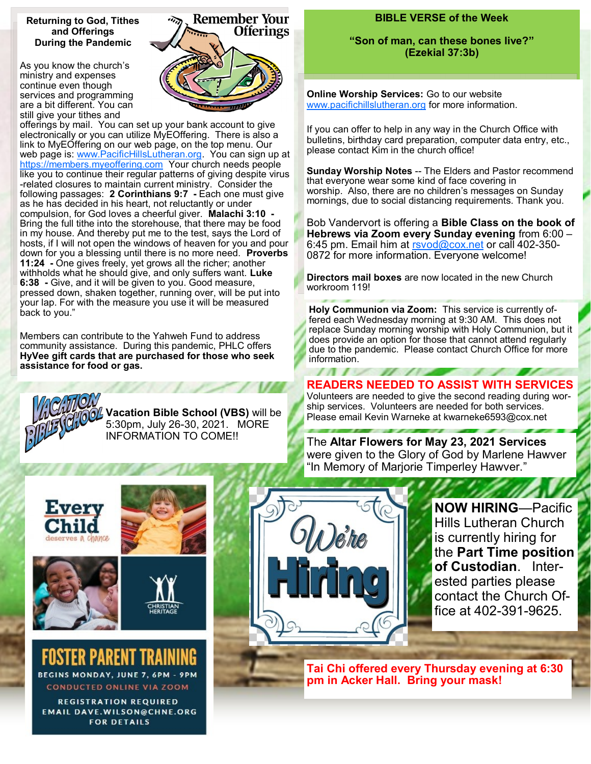### Returning to God, Tithes and Offerings During the Pandemic

**Remember Your Offerings**

As you know the church's ministry and expenses continue even though services and programming are a bit different. You can still give your tithes and offerings by mail. You can set up your bank account to give electronically or you can utilize MyEOffering. There is also a link to MyEOffering on our web page, on the top menu. Our web page is: www.PacificHillsLutheran.org. You can sign up at https://members.myeoffering.com Your church needs people like you to continue their regular patterns of giving despite virus -related closures to maintain current ministry. Consider the following passages: **2 Corinthians 9:7 -** Each one must give as he has decided in his heart, not reluctantly or under compulsion, for God loves a cheerful giver. **Malachi 3:10 -** Bring the full tithe into the storehouse, that there may be food in my house. And thereby put me to the test, says the Lord of hosts, if I will not open the windows of heaven for you and pour down for you a blessing until there is no more need. **Proverbs 11:24 -** One gives freely, yet grows all the richer; another withholds what he should give, and only suffers want. **Luke 6:38 -** Give, and it will be given to you. Good measure, pressed down, shaken together, running over, will be put into your lap. For with the measure you use it will be measured back to you."

Members can contribute to the Yahweh Fund to address community assistance. During this pandemic, PHLC offers **HyVee gift cards that are purchased for those who seek assistance for food or gas.**

VACATION BIBLE SCHOOL

**Vacation Bible School (VBS)** will be 5:30pm, July 26-30, 2021. MORE INFORMATION TO COME!!

Every Child deserves a chance

CHRISTIAN HERITAGE

**FOSTER PARENT TRAINING**

BEGINS MONDAY, JUNE 7, 6PM - 9PM

CONDUCTED ONLINE VIA ZOOM

REGISTRATION REQUIRED
EMAIL DAVE.WILSON@CHNE.ORG FOR DETAILS

### BIBLE VERSE of the Week

**"Son of man, can these bones live?" (Ezekial 37:3b)**

**Online Worship Services:** Go to our website www.pacifichillslutheran.org for more information.

If you can offer to help in any way in the Church Office with bulletins, birthday card preparation, computer data entry, etc., please contact Kim in the church office!

**Sunday Worship Notes** -- The Elders and Pastor recommend that everyone wear some kind of face covering in worship. Also, there are no children's messages on Sunday mornings, due to social distancing requirements. Thank you.

Bob Vandervort is offering a **Bible Class on the book of Hebrews via Zoom every Sunday evening** from 6:00 – 6:45 pm. Email him at rsvod@cox.net or call 402-350-0872 for more information. Everyone welcome!

**Directors mail boxes** are now located in the new Church workroom 119!

**Holy Communion via Zoom:** This service is currently offered each Wednesday morning at 9:30 AM. This does not replace Sunday morning worship with Holy Communion, but it does provide an option for those that cannot attend regularly due to the pandemic. Please contact Church Office for more information.

**READERS NEEDED TO ASSIST WITH SERVICES**

Volunteers are needed to give the second reading during worship services. Volunteers are needed for both services. Please email Kevin Warneke at kwarneke6593@cox.net

The **Altar Flowers for May 23, 2021 Services** were given to the Glory of God by Marlene Hawver "In Memory of Marjorie Timperley Hawver."

We're Hiring

**NOW HIRING**—Pacific Hills Lutheran Church is currently hiring for the **Part Time position of Custodian**. Interested parties please contact the Church Office at 402-391-9625.

**Tai Chi offered every Thursday evening at 6:30 pm in Acker Hall. Bring your mask!**